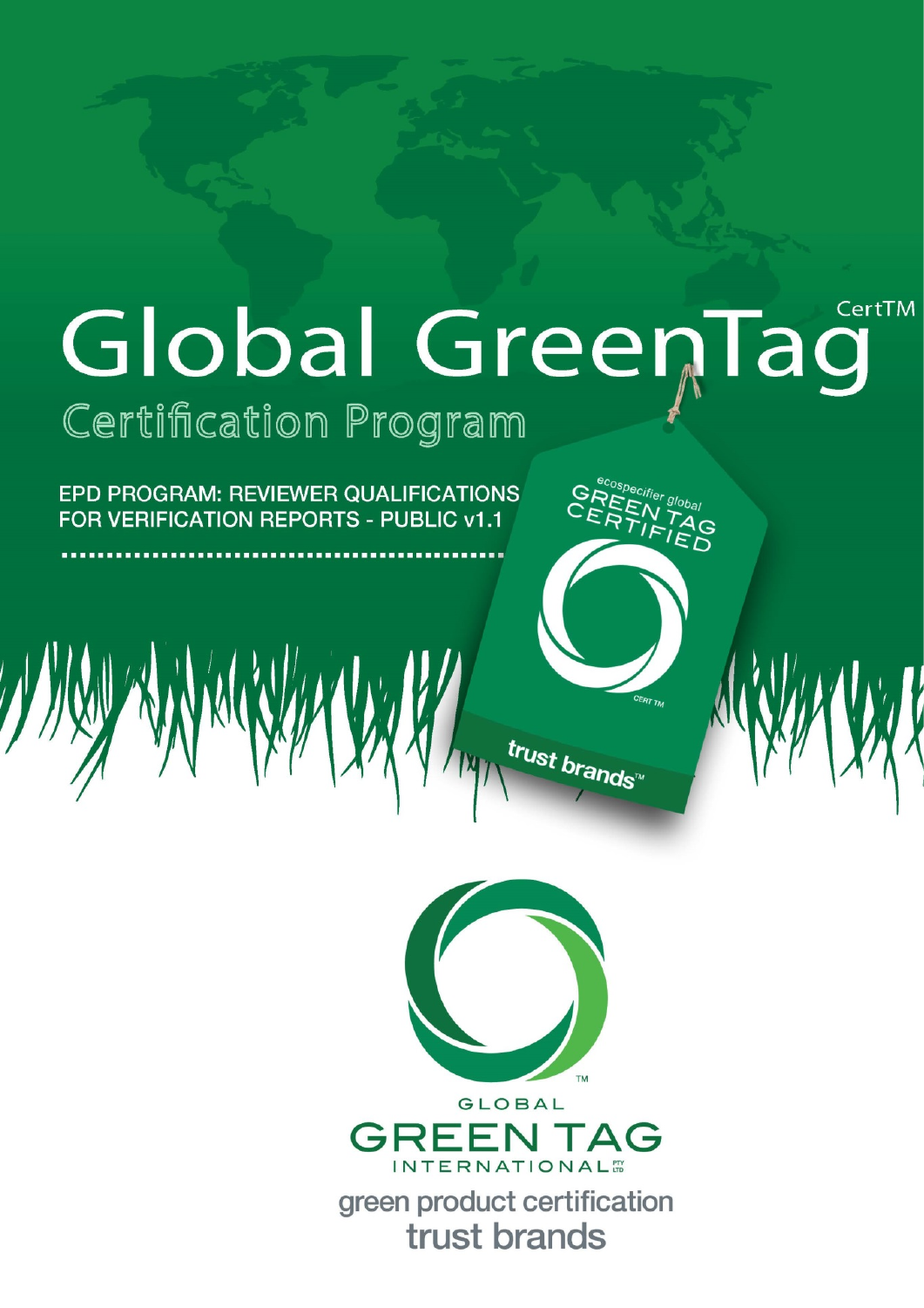# Global GreenTag CertTM

## Certification Program

**EPD PROGRAM: REVIEWER QUALIFICATIONS FOR VERIFICATION REPORTS - PUBLIC v1.1**

GLOBAL GREEN TAG INTERNATIONAL PTY LTD

green product certification

trust brands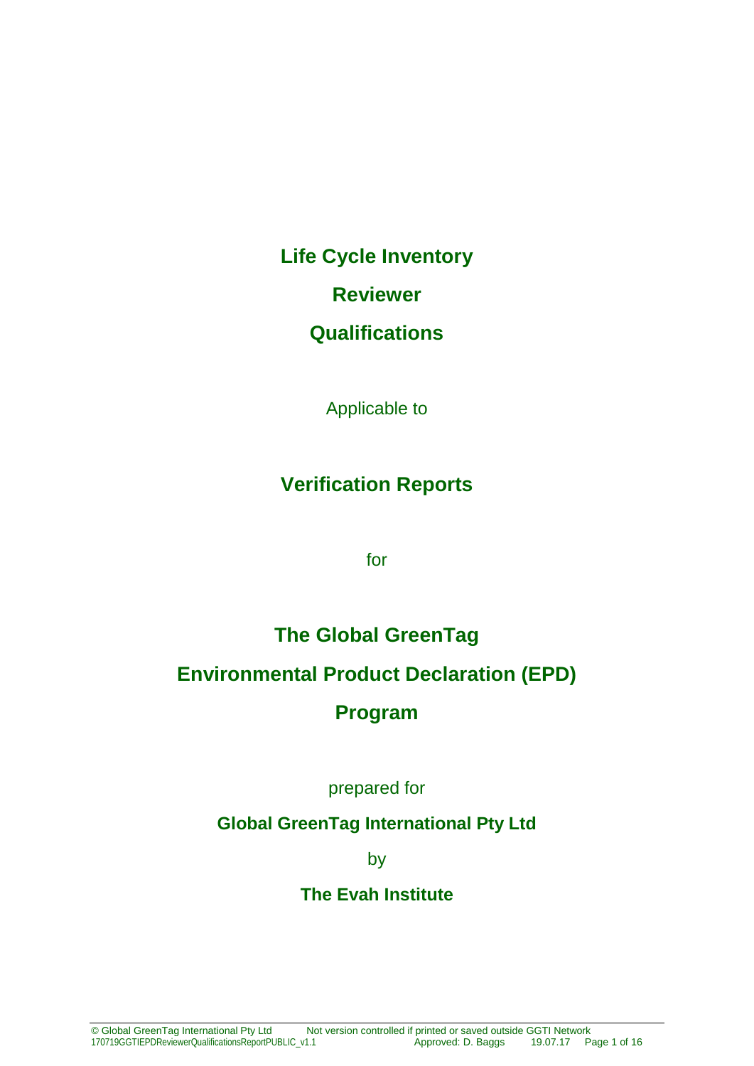# Life Cycle Inventory

# Reviewer

# Qualifications

Applicable to

## Verification Reports

for

## The Global GreenTag

## Environmental Product Declaration (EPD)

## Program

prepared for

**Global GreenTag International Pty Ltd**

by

**The Evah Institute**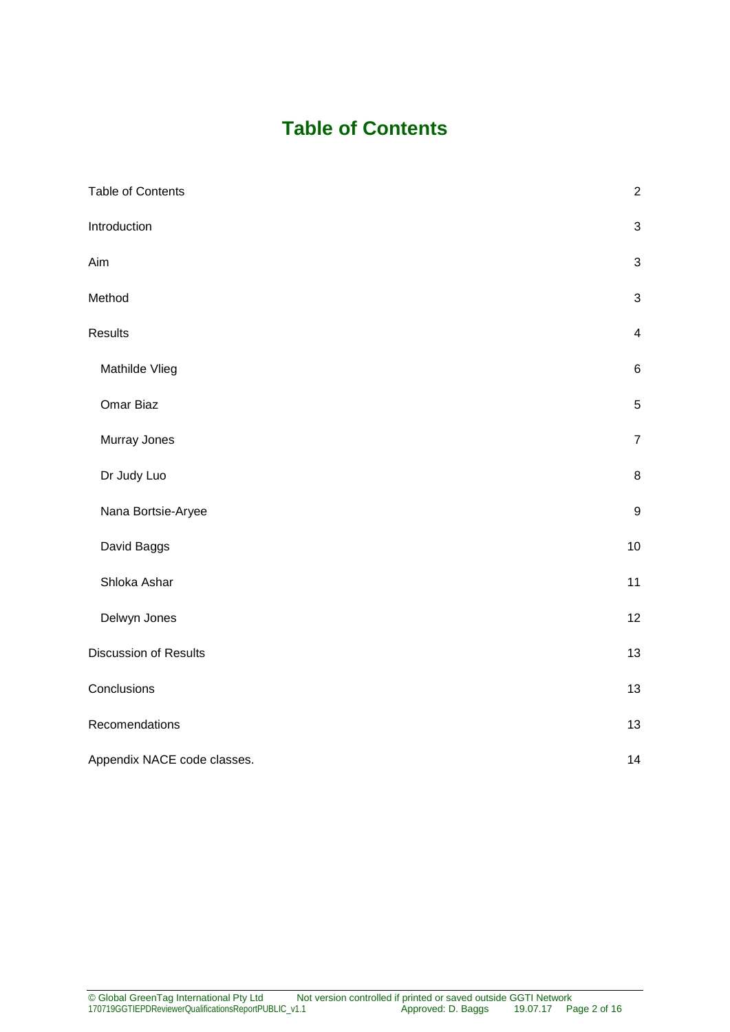# Table of Contents

| | |
|---|---|
| Table of Contents | 2 |
| Introduction | 3 |
| Aim | 3 |
| Method | 3 |
| Results | 4 |
| Mathilde Vlieg | 6 |
| Omar Biaz | 5 |
| Murray Jones | 7 |
| Dr Judy Luo | 8 |
| Nana Bortsie-Aryee | 9 |
| David Baggs | 10 |
| Shloka Ashar | 11 |
| Delwyn Jones | 12 |
| Discussion of Results | 13 |
| Conclusions | 13 |
| Recomendations | 13 |
| Appendix NACE code classes. | 14 |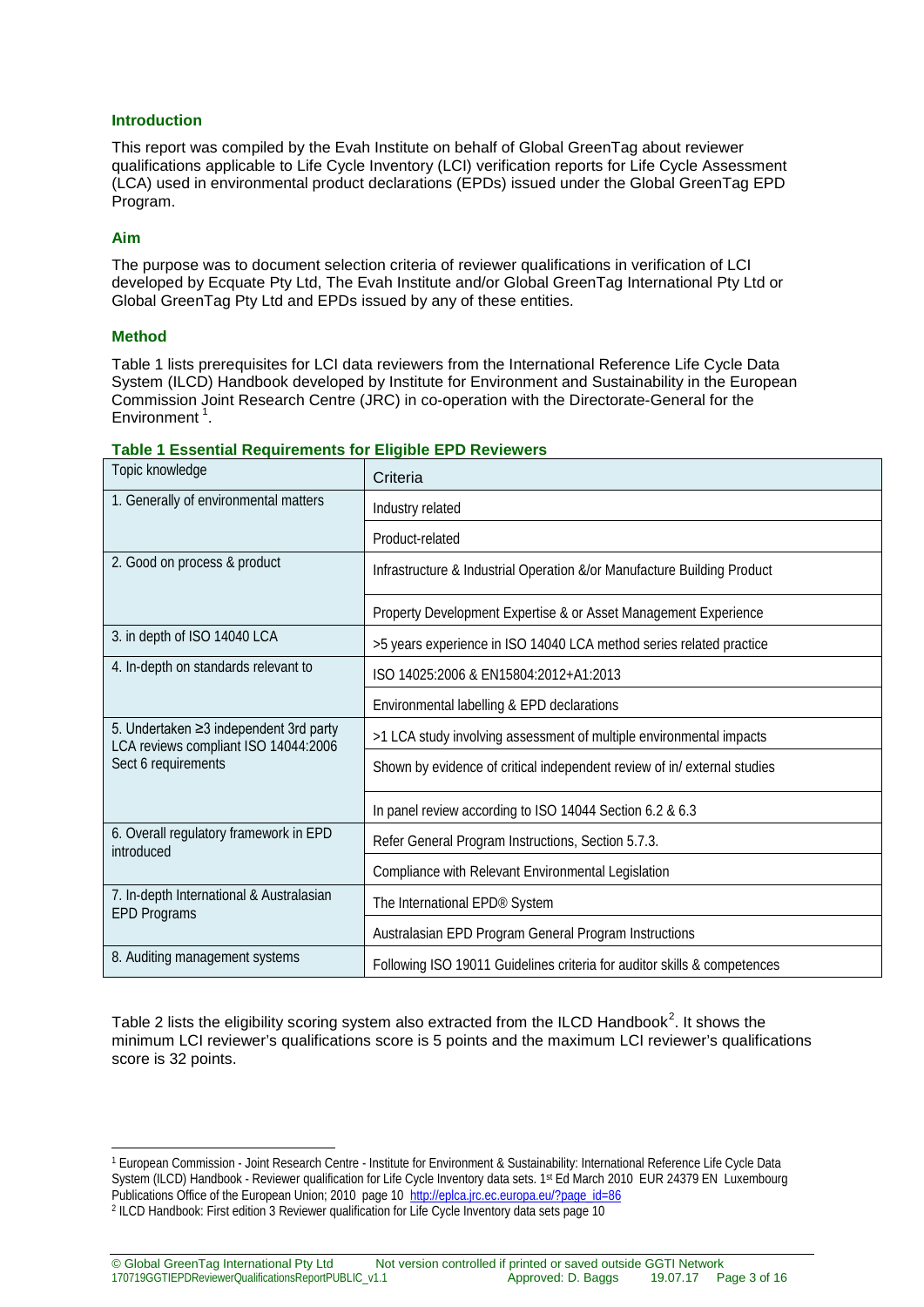### Introduction

This report was compiled by the Evah Institute on behalf of Global GreenTag about reviewer qualifications applicable to Life Cycle Inventory (LCI) verification reports for Life Cycle Assessment (LCA) used in environmental product declarations (EPDs) issued under the Global GreenTag EPD Program.

### Aim

The purpose was to document selection criteria of reviewer qualifications in verification of LCI developed by Ecquate Pty Ltd, The Evah Institute and/or Global GreenTag International Pty Ltd or Global GreenTag Pty Ltd and EPDs issued by any of these entities.

### Method

Table 1 lists prerequisites for LCI data reviewers from the International Reference Life Cycle Data System (ILCD) Handbook developed by Institute for Environment and Sustainability in the European Commission Joint Research Centre (JRC) in co-operation with the Directorate-General for the Environment [1].

**Table 1 Essential Requirements for Eligible EPD Reviewers**

| Topic knowledge | Criteria |
|---|---|
| 1. Generally of environmental matters | Industry related |
| | Product-related |
| 2. Good on process & product | Infrastructure & Industrial Operation &/or Manufacture Building Product |
| | Property Development Expertise & or Asset Management Experience |
| 3. in depth of ISO 14040 LCA | >5 years experience in ISO 14040 LCA method series related practice |
| 4. In-depth on standards relevant to | ISO 14025:2006 & EN15804:2012+A1:2013 |
| | Environmental labelling & EPD declarations |
| 5. Undertaken ≥3 independent 3rd party LCA reviews compliant ISO 14044:2006 Sect 6 requirements | >1 LCA study involving assessment of multiple environmental impacts |
| | Shown by evidence of critical independent review of in/ external studies |
| | In panel review according to ISO 14044 Section 6.2 & 6.3 |
| 6. Overall regulatory framework in EPD introduced | Refer General Program Instructions, Section 5.7.3. |
| | Compliance with Relevant Environmental Legislation |
| 7. In-depth International & Australasian EPD Programs | The International EPD® System |
| | Australasian EPD Program General Program Instructions |
| 8. Auditing management systems | Following ISO 19011 Guidelines criteria for auditor skills & competences |

Table 2 lists the eligibility scoring system also extracted from the ILCD Handbook[2]. It shows the minimum LCI reviewer's qualifications score is 5 points and the maximum LCI reviewer's qualifications score is 32 points.

---

[1] European Commission - Joint Research Centre - Institute for Environment & Sustainability: International Reference Life Cycle Data System (ILCD) Handbook - Reviewer qualification for Life Cycle Inventory data sets. 1st Ed March 2010 EUR 24379 EN Luxembourg Publications Office of the European Union; 2010 page 10 http://eplca.jrc.ec.europa.eu/?page_id=86

[2] ILCD Handbook: First edition 3 Reviewer qualification for Life Cycle Inventory data sets page 10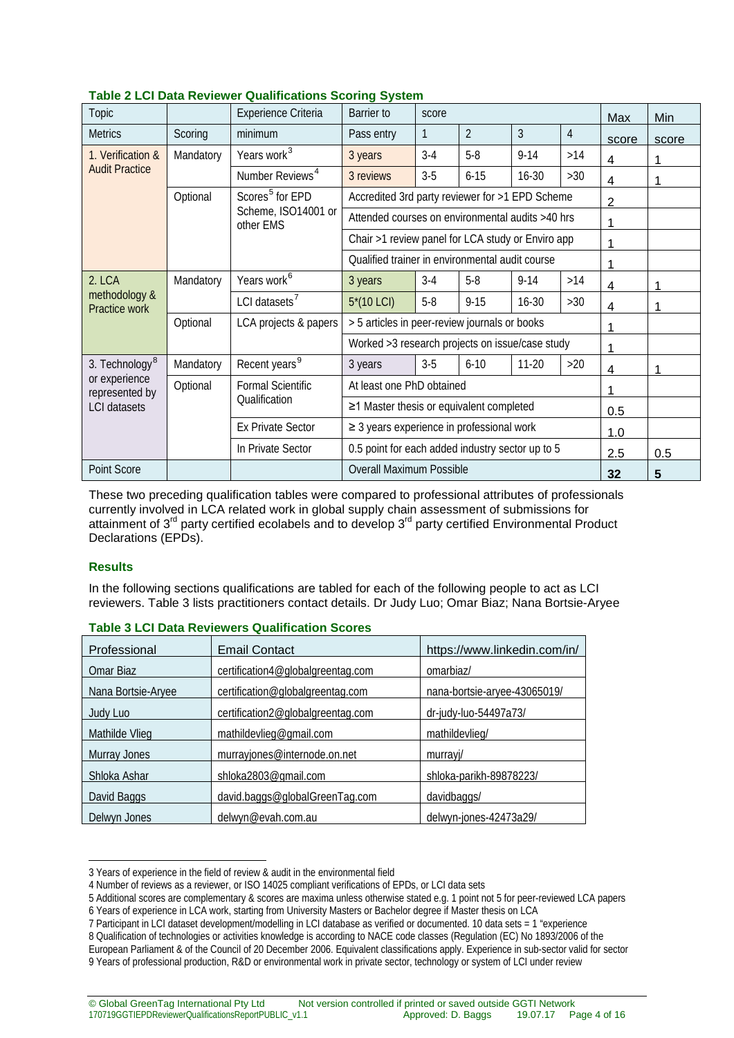**Table 2 LCI Data Reviewer Qualifications Scoring System**

| Topic | | Experience Criteria | Barrier to | score | | | | Max | Min |
|---|---|---|---|---|---|---|---|---|---|
| Metrics | Scoring | minimum | Pass entry | 1 | 2 | 3 | 4 | score | score |
| 1. Verification & Audit Practice | Mandatory | Years work[3] | 3 years | 3-4 | 5-8 | 9-14 | >14 | 4 | 1 |
| | | Number Reviews[4] | 3 reviews | 3-5 | 6-15 | 16-30 | >30 | 4 | 1 |
| | Optional | Scores[5] for EPD Scheme, ISO14001 or other EMS | Accredited 3rd party reviewer for >1 EPD Scheme | | | | | 2 | |
| | | | Attended courses on environmental audits >40 hrs | | | | | 1 | |
| | | | Chair >1 review panel for LCA study or Enviro app | | | | | 1 | |
| | | | Qualified trainer in environmental audit course | | | | | 1 | |
| 2. LCA methodology & Practice work | Mandatory | Years work[6] | 3 years | 3-4 | 5-8 | 9-14 | >14 | 4 | 1 |
| | | LCI datasets[7] | 5*(10 LCI) | 5-8 | 9-15 | 16-30 | >30 | 4 | 1 |
| | Optional | LCA projects & papers | > 5 articles in peer-review journals or books | | | | | 1 | |
| | | | Worked >3 research projects on issue/case study | | | | | 1 | |
| 3. Technology[8] or experience represented by LCI datasets | Mandatory | Recent years[9] | 3 years | 3-5 | 6-10 | 11-20 | >20 | 4 | 1 |
| | Optional | Formal Scientific Qualification | At least one PhD obtained | | | | | 1 | |
| | | | ≥1 Master thesis or equivalent completed | | | | | 0.5 | |
| | | Ex Private Sector | ≥ 3 years experience in professional work | | | | | 1.0 | |
| | | In Private Sector | 0.5 point for each added industry sector up to 5 | | | | | 2.5 | 0.5 |
| Point Score | | | Overall Maximum Possible | | | | | **32** | **5** |

These two preceding qualification tables were compared to professional attributes of professionals currently involved in LCA related work in global supply chain assessment of submissions for attainment of 3rd party certified ecolabels and to develop 3rd party certified Environmental Product Declarations (EPDs).

### Results

In the following sections qualifications are tabled for each of the following people to act as LCI reviewers. Table 3 lists practitioners contact details. Dr Judy Luo; Omar Biaz; Nana Bortsie-Aryee

**Table 3 LCI Data Reviewers Qualification Scores**

| Professional | Email Contact | https://www.linkedin.com/in/ |
|---|---|---|
| Omar Biaz | certification4@globalgreentag.com | omarbiaz/ |
| Nana Bortsie-Aryee | certification@globalgreentag.com | nana-bortsie-aryee-43065019/ |
| Judy Luo | certification2@globalgreentag.com | dr-judy-luo-54497a73/ |
| Mathilde Vlieg | mathildevlieg@gmail.com | mathildevlieg/ |
| Murray Jones | murrayjones@internode.on.net | murrayj/ |
| Shloka Ashar | shloka2803@gmail.com | shloka-parikh-89878223/ |
| David Baggs | david.baggs@globalGreenTag.com | davidbaggs/ |
| Delwyn Jones | delwyn@evah.com.au | delwyn-jones-42473a29/ |

---

3 Years of experience in the field of review & audit in the environmental field

4 Number of reviews as a reviewer, or ISO 14025 compliant verifications of EPDs, or LCI data sets

5 Additional scores are complementary & scores are maxima unless otherwise stated e.g. 1 point not 5 for peer-reviewed LCA papers

6 Years of experience in LCA work, starting from University Masters or Bachelor degree if Master thesis on LCA

7 Participant in LCI dataset development/modelling in LCI database as verified or documented. 10 data sets = 1 "experience

8 Qualification of technologies or activities knowledge is according to NACE code classes (Regulation (EC) No 1893/2006 of the European Parliament & of the Council of 20 December 2006. Equivalent classifications apply. Experience in sub-sector valid for sector

9 Years of professional production, R&D or environmental work in private sector, technology or system of LCI under review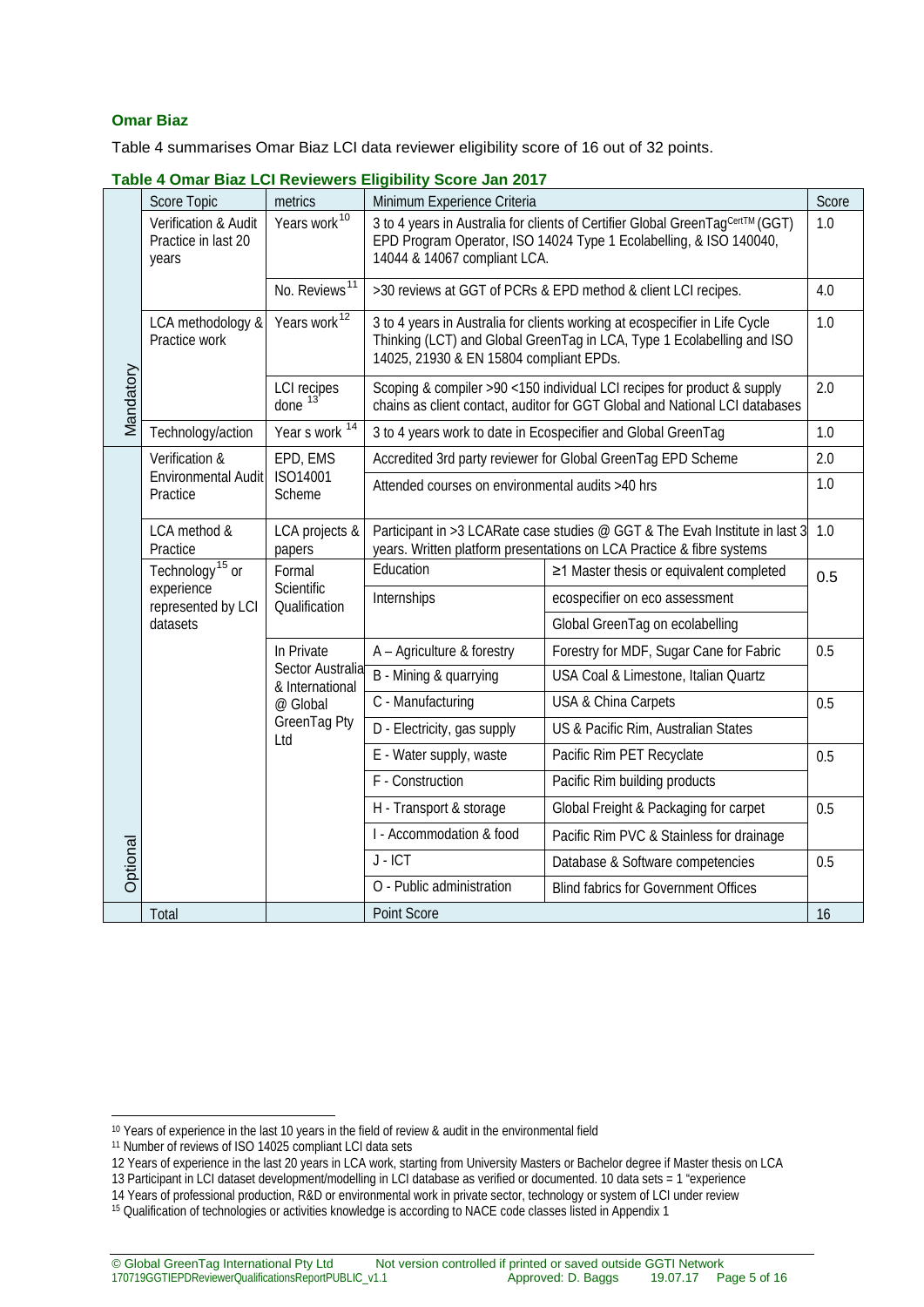**Omar Biaz**

Table 4 summarises Omar Biaz LCI data reviewer eligibility score of 16 out of 32 points.

**Table 4 Omar Biaz LCI Reviewers Eligibility Score Jan 2017**

| | Score Topic | metrics | Minimum Experience Criteria | | Score |
|---|---|---|---|---|---|
| Mandatory | Verification & Audit Practice in last 20 years | Years work[10] | 3 to 4 years in Australia for clients of Certifier Global GreenTag[CertTM] (GGT) EPD Program Operator, ISO 14024 Type 1 Ecolabelling, & ISO 140040, 14044 & 14067 compliant LCA. | | 1.0 |
| | | No. Reviews[11] | >30 reviews at GGT of PCRs & EPD method & client LCI recipes. | | 4.0 |
| | LCA methodology & Practice work | Years work[12] | 3 to 4 years in Australia for clients working at ecospecifier in Life Cycle Thinking (LCT) and Global GreenTag in LCA, Type 1 Ecolabelling and ISO 14025, 21930 & EN 15804 compliant EPDs. | | 1.0 |
| | | LCI recipes done[13] | Scoping & compiler >90 <150 individual LCI recipes for product & supply chains as client contact, auditor for GGT Global and National LCI databases | | 2.0 |
| | Technology/action | Year s work[14] | 3 to 4 years work to date in Ecospecifier and Global GreenTag | | 1.0 |
| Optional | Verification & Environmental Audit Practice | EPD, EMS ISO14001 Scheme | Accredited 3rd party reviewer for Global GreenTag EPD Scheme | | 2.0 |
| | | | Attended courses on environmental audits >40 hrs | | 1.0 |
| | LCA method & Practice | LCA projects & papers | Participant in >3 LCARate case studies @ GGT & The Evah Institute in last 3 years. Written platform presentations on LCA Practice & fibre systems | | 1.0 |
| | Technology[15] or experience represented by LCI datasets | Formal Scientific Qualification | Education | ≥1 Master thesis or equivalent completed | 0.5 |
| | | | Internships | ecospecifier on eco assessment | |
| | | | | Global GreenTag on ecolabelling | |
| | | In Private Sector Australia & International @ Global GreenTag Pty Ltd | A – Agriculture & forestry | Forestry for MDF, Sugar Cane for Fabric | 0.5 |
| | | | B - Mining & quarrying | USA Coal & Limestone, Italian Quartz | |
| | | | C - Manufacturing | USA & China Carpets | 0.5 |
| | | | D - Electricity, gas supply | US & Pacific Rim, Australian States | |
| | | | E - Water supply, waste | Pacific Rim PET Recyclate | 0.5 |
| | | | F - Construction | Pacific Rim building products | |
| | | | H - Transport & storage | Global Freight & Packaging for carpet | 0.5 |
| | | | I - Accommodation & food | Pacific Rim PVC & Stainless for drainage | |
| | | | J - ICT | Database & Software competencies | 0.5 |
| | | | O - Public administration | Blind fabrics for Government Offices | |
| | Total | | Point Score | | 16 |

[10] Years of experience in the last 10 years in the field of review & audit in the environmental field

[11] Number of reviews of ISO 14025 compliant LCI data sets

12 Years of experience in the last 20 years in LCA work, starting from University Masters or Bachelor degree if Master thesis on LCA

13 Participant in LCI dataset development/modelling in LCI database as verified or documented. 10 data sets = 1 "experience

14 Years of professional production, R&D or environmental work in private sector, technology or system of LCI under review

[15] Qualification of technologies or activities knowledge is according to NACE code classes listed in Appendix 1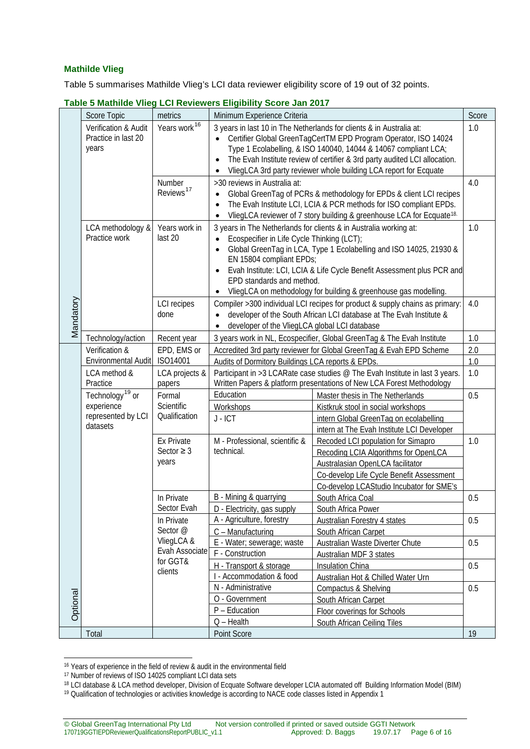### Mathilde Vlieg

Table 5 summarises Mathilde Vlieg's LCI data reviewer eligibility score of 19 out of 32 points.

**Table 5 Mathilde Vlieg LCI Reviewers Eligibility Score Jan 2017**

| | Score Topic | metrics | Minimum Experience Criteria | | Score |
|---|---|---|---|---|---|
| Mandatory | Verification & Audit Practice in last 20 years | Years work[16] | 3 years in last 10 in The Netherlands for clients & in Australia at:<br>• Certifier Global GreenTagCertTM EPD Program Operator, ISO 14024 Type 1 Ecolabelling, & ISO 140040, 14044 & 14067 compliant LCA;<br>• The Evah Institute review of certifier & 3rd party audited LCI allocation.<br>• VliegLCA 3rd party reviewer whole building LCA report for Ecquate | | 1.0 |
| | | Number Reviews[17] | >30 reviews in Australia at:<br>• Global GreenTag of PCRs & methodology for EPDs & client LCI recipes<br>• The Evah Institute LCI, LCIA & PCR methods for ISO compliant EPDs.<br>• VliegLCA reviewer of 7 story building & greenhouse LCA for Ecquate[18] | | 4.0 |
| | LCA methodology & Practice work | Years work in last 20 | 3 years in The Netherlands for clients & in Australia working at:<br>• Ecospecifier in Life Cycle Thinking (LCT);<br>• Global GreenTag in LCA, Type 1 Ecolabelling and ISO 14025, 21930 & EN 15804 compliant EPDs;<br>• Evah Institute: LCI, LCIA & Life Cycle Benefit Assessment plus PCR and EPD standards and method.<br>• VliegLCA on methodology for building & greenhouse gas modelling. | | 1.0 |
| | | LCI recipes done | Compiler >300 individual LCI recipes for product & supply chains as primary:<br>• developer of the South African LCI database at The Evah Institute &<br>• developer of the VliegLCA global LCI database | | 4.0 |
| | Technology/action | Recent year | 3 years work in NL, Ecospecifier, Global GreenTag & The Evah Institute | | 1.0 |
| Optional | Verification & Environmental Audit | EPD, EMS or ISO14001 | Accredited 3rd party reviewer for Global GreenTag & Evah EPD Scheme | | 2.0 |
| | | | Audits of Dormitory Buildings LCA reports & EPDs. | | 1.0 |
| | LCA method & Practice | LCA projects & papers | Participant in >3 LCARate case studies @ The Evah Institute in last 3 years. Written Papers & platform presentations of New LCA Forest Methodology | | 1.0 |
| | Technology[19] or experience represented by LCI datasets | Formal Scientific Qualification | Education | Master thesis in The Netherlands | 0.5 |
| | | | Workshops | Kistkruk stool in social workshops | |
| | | | J - ICT | intern Global GreenTag on ecolabelling<br>intern at The Evah Institute LCI Developer | |
| | | Ex Private Sector ≥ 3 years | M - Professional, scientific & technical. | Recoded LCI population for Simapro<br>Recoding LCIA Algorithms for OpenLCA<br>Australasian OpenLCA facilitator<br>Co-develop Life Cycle Benefit Assessment<br>Co-develop LCAStudio Incubator for SME's | 1.0 |
| | | In Private Sector Evah | B - Mining & quarrying | South Africa Coal | 0.5 |
| | | | D - Electricity, gas supply | South Africa Power | |
| | | In Private Sector @ VliegLCA & Evah Associate for GGT& clients | A - Agriculture, forestry | Australian Forestry 4 states | 0.5 |
| | | | C – Manufacturing | South African Carpet | |
| | | | E - Water; sewerage; waste | Australian Waste Diverter Chute | 0.5 |
| | | | F - Construction | Australian MDF 3 states | |
| | | | H - Transport & storage | Insulation China | 0.5 |
| | | | I - Accommodation & food | Australian Hot & Chilled Water Urn | |
| | | | N - Administrative | Compactus & Shelving | 0.5 |
| | | | O - Government | South African Carpet | |
| | | | P – Education | Floor coverings for Schools | |
| | | | Q – Health | South African Ceiling Tiles | |
| | Total | | Point Score | | 19 |

[16] Years of experience in the field of review & audit in the environmental field

[17] Number of reviews of ISO 14025 compliant LCI data sets

[18] LCI database & LCA method developer, Division of Ecquate Software developer LCIA automated off Building Information Model (BIM)

[19] Qualification of technologies or activities knowledge is according to NACE code classes listed in Appendix 1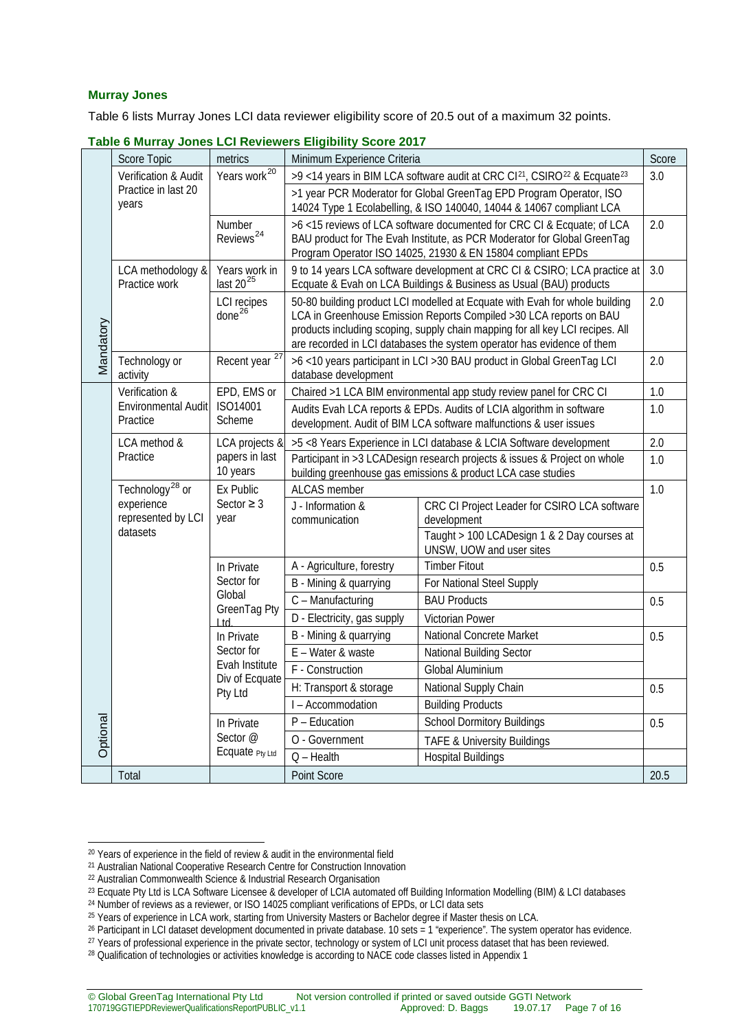### Murray Jones

Table 6 lists Murray Jones LCI data reviewer eligibility score of 20.5 out of a maximum 32 points.

**Table 6 Murray Jones LCI Reviewers Eligibility Score 2017**

| | Score Topic | metrics | Minimum Experience Criteria | | Score |
|---|---|---|---|---|---|
| Mandatory | Verification & Audit Practice in last 20 years | Years work[20] | >9 <14 years in BIM LCA software audit at CRC CI[21], CSIRO[22] & Ecquate[23] | | 3.0 |
| | | | >1 year PCR Moderator for Global GreenTag EPD Program Operator, ISO 14024 Type 1 Ecolabelling, & ISO 140040, 14044 & 14067 compliant LCA | | |
| | | Number Reviews[24] | >6 <15 reviews of LCA software documented for CRC CI & Ecquate; of LCA BAU product for The Evah Institute, as PCR Moderator for Global GreenTag Program Operator ISO 14025, 21930 & EN 15804 compliant EPDs | | 2.0 |
| | LCA methodology & Practice work | Years work in last 20[25] | 9 to 14 years LCA software development at CRC CI & CSIRO; LCA practice at Ecquate & Evah on LCA Buildings & Business as Usual (BAU) products | | 3.0 |
| | | LCI recipes done[26] | 50-80 building product LCI modelled at Ecquate with Evah for whole building LCA in Greenhouse Emission Reports Compiled >30 LCA reports on BAU products including scoping, supply chain mapping for all key LCI recipes. All are recorded in LCI databases the system operator has evidence of them | | 2.0 |
| | Technology or activity | Recent year[27] | >6 <10 years participant in LCI >30 BAU product in Global GreenTag LCI database development | | 2.0 |
| Optional | Verification & Environmental Audit Practice | EPD, EMS or ISO14001 Scheme | Chaired >1 LCA BIM environmental app study review panel for CRC CI | | 1.0 |
| | | | Audits Evah LCA reports & EPDs. Audits of LCIA algorithm in software development. Audit of BIM LCA software malfunctions & user issues | | 1.0 |
| | LCA method & Practice | LCA projects & papers in last 10 years | >5 <8 Years Experience in LCI database & LCIA Software development | | 2.0 |
| | | | Participant in >3 LCADesign research projects & issues & Project on whole building greenhouse gas emissions & product LCA case studies | | 1.0 |
| | Technology[28] or experience represented by LCI datasets | Ex Public Sector ≥ 3 year | ALCAS member | | 1.0 |
| | | | J - Information & communication | CRC CI Project Leader for CSIRO LCA software development | |
| | | | | Taught > 100 LCADesign 1 & 2 Day courses at UNSW, UOW and user sites | |
| | | In Private Sector for Global GreenTag Pty Ltd | A - Agriculture, forestry | Timber Fitout | 0.5 |
| | | | B - Mining & quarrying | For National Steel Supply | |
| | | | C – Manufacturing | BAU Products | 0.5 |
| | | | D - Electricity, gas supply | Victorian Power | |
| | | In Private Sector for Evah Institute Div of Ecquate Pty Ltd | B - Mining & quarrying | National Concrete Market | 0.5 |
| | | | E – Water & waste | National Building Sector | |
| | | | F - Construction | Global Aluminium | |
| | | | H: Transport & storage | National Supply Chain | 0.5 |
| | | | I – Accommodation | Building Products | |
| | | In Private Sector @ Ecquate Pty Ltd | P – Education | School Dormitory Buildings | 0.5 |
| | | | O - Government | TAFE & University Buildings | |
| | | | Q – Health | Hospital Buildings | |
| | Total | | Point Score | | 20.5 |

[20] Years of experience in the field of review & audit in the environmental field
[21] Australian National Cooperative Research Centre for Construction Innovation
[22] Australian Commonwealth Science & Industrial Research Organisation
[23] Ecquate Pty Ltd is LCA Software Licensee & developer of LCIA automated off Building Information Modelling (BIM) & LCI databases
[24] Number of reviews as a reviewer, or ISO 14025 compliant verifications of EPDs, or LCI data sets
[25] Years of experience in LCA work, starting from University Masters or Bachelor degree if Master thesis on LCA.
[26] Participant in LCI dataset development documented in private database. 10 sets = 1 "experience". The system operator has evidence.
[27] Years of professional experience in the private sector, technology or system of LCI unit process dataset that has been reviewed.
[28] Qualification of technologies or activities knowledge is according to NACE code classes listed in Appendix 1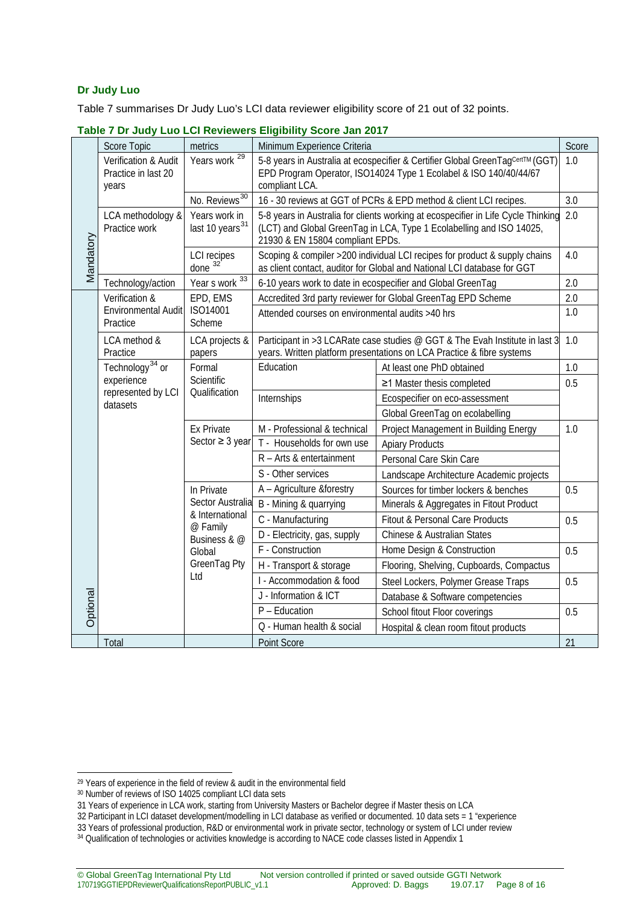### Dr Judy Luo

Table 7 summarises Dr Judy Luo's LCI data reviewer eligibility score of 21 out of 32 points.

**Table 7 Dr Judy Luo LCI Reviewers Eligibility Score Jan 2017**

| | Score Topic | metrics | Minimum Experience Criteria | | Score |
|---|---|---|---|---|---|
| Mandatory | Verification & Audit Practice in last 20 years | Years work [29] | 5-8 years in Australia at ecospecifier & Certifier Global GreenTag[CertTM] (GGT) EPD Program Operator, ISO14024 Type 1 Ecolabel & ISO 140/40/44/67 compliant LCA. | | 1.0 |
| | | No. Reviews[30] | 16 - 30 reviews at GGT of PCRs & EPD method & client LCI recipes. | | 3.0 |
| | LCA methodology & Practice work | Years work in last 10 years[31] | 5-8 years in Australia for clients working at ecospecifier in Life Cycle Thinking (LCT) and Global GreenTag in LCA, Type 1 Ecolabelling and ISO 14025, 21930 & EN 15804 compliant EPDs. | | 2.0 |
| | | LCI recipes done [32] | Scoping & compiler >200 individual LCI recipes for product & supply chains as client contact, auditor for Global and National LCI database for GGT | | 4.0 |
| | Technology/action | Year s work [33] | 6-10 years work to date in ecospecifier and Global GreenTag | | 2.0 |
| Optional | Verification & Environmental Audit Practice | EPD, EMS ISO14001 Scheme | Accredited 3rd party reviewer for Global GreenTag EPD Scheme | | 2.0 |
| | | | Attended courses on environmental audits >40 hrs | | 1.0 |
| | LCA method & Practice | LCA projects & papers | Participant in >3 LCARate case studies @ GGT & The Evah Institute in last 3 years. Written platform presentations on LCA Practice & fibre systems | | 1.0 |
| | Technology[34] or experience represented by LCI datasets | Formal Scientific Qualification | Education | At least one PhD obtained | 1.0 |
| | | | | ≥1 Master thesis completed | 0.5 |
| | | | Internships | Ecospecifier on eco-assessment | |
| | | | | Global GreenTag on ecolabelling | |
| | | Ex Private Sector ≥ 3 year | M - Professional & technical | Project Management in Building Energy | 1.0 |
| | | | T - Households for own use | Apiary Products | |
| | | | R – Arts & entertainment | Personal Care Skin Care | |
| | | | S - Other services | Landscape Architecture Academic projects | |
| | | In Private Sector Australia & International @ Family Business & @ Global GreenTag Pty Ltd | A – Agriculture &forestry | Sources for timber lockers & benches | 0.5 |
| | | | B - Mining & quarrying | Minerals & Aggregates in Fitout Product | |
| | | | C - Manufacturing | Fitout & Personal Care Products | 0.5 |
| | | | D - Electricity, gas, supply | Chinese & Australian States | |
| | | | F - Construction | Home Design & Construction | 0.5 |
| | | | H - Transport & storage | Flooring, Shelving, Cupboards, Compactus | |
| | | | I - Accommodation & food | Steel Lockers, Polymer Grease Traps | 0.5 |
| | | | J - Information & ICT | Database & Software competencies | |
| | | | P – Education | School fitout Floor coverings | 0.5 |
| | | | Q - Human health & social | Hospital & clean room fitout products | |
| | Total | | Point Score | | 21 |

---

[29] Years of experience in the field of review & audit in the environmental field
[30] Number of reviews of ISO 14025 compliant LCI data sets
31 Years of experience in LCA work, starting from University Masters or Bachelor degree if Master thesis on LCA
32 Participant in LCI dataset development/modelling in LCI database as verified or documented. 10 data sets = 1 "experience
33 Years of professional production, R&D or environmental work in private sector, technology or system of LCI under review
[34] Qualification of technologies or activities knowledge is according to NACE code classes listed in Appendix 1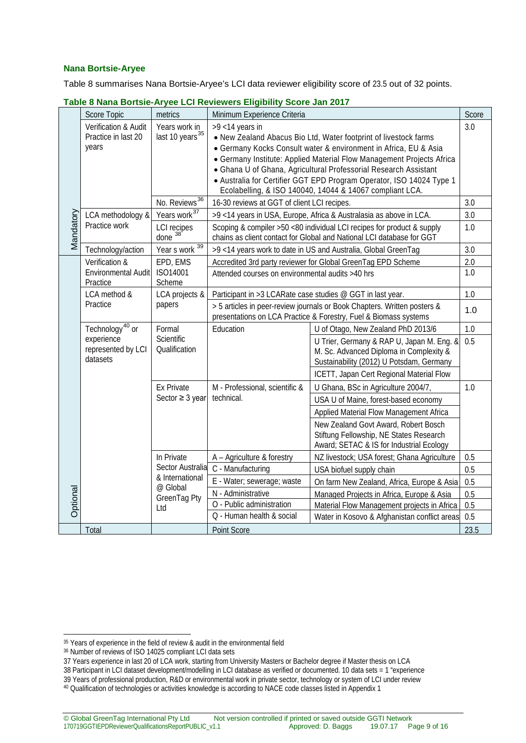#### Nana Bortsie-Aryee

Table 8 summarises Nana Bortsie-Aryee's LCI data reviewer eligibility score of 23.5 out of 32 points.

**Table 8 Nana Bortsie-Aryee LCI Reviewers Eligibility Score Jan 2017**

| | Score Topic | metrics | Minimum Experience Criteria | | Score |
|---|---|---|---|---|---|
| Mandatory | Verification & Audit Practice in last 20 years | Years work in last 10 years[35] | >9 <14 years in • New Zealand Abacus Bio Ltd, Water footprint of livestock farms • Germany Kocks Consult water & environment in Africa, EU & Asia • Germany Institute: Applied Material Flow Management Projects Africa • Ghana U of Ghana, Agricultural Professorial Research Assistant • Australia for Certifier GGT EPD Program Operator, ISO 14024 Type 1 Ecolabelling, & ISO 140040, 14044 & 14067 compliant LCA. | | 3.0 |
| | | No. Reviews[36] | 16-30 reviews at GGT of client LCI recipes. | | 3.0 |
| | LCA methodology & Practice work | Years work[37] | >9 <14 years in USA, Europe, Africa & Australasia as above in LCA. | | 3.0 |
| | | LCI recipes done[38] | Scoping & compiler >50 <80 individual LCI recipes for product & supply chains as client contact for Global and National LCI database for GGT | | 1.0 |
| | Technology/action | Year s work[39] | >9 <14 years work to date in US and Australia, Global GreenTag | | 3.0 |
| Optional | Verification & Environmental Audit Practice | EPD, EMS ISO14001 Scheme | Accredited 3rd party reviewer for Global GreenTag EPD Scheme | | 2.0 |
| | | | Attended courses on environmental audits >40 hrs | | 1.0 |
| | LCA method & Practice | LCA projects & papers | Participant in >3 LCARate case studies @ GGT in last year. | | 1.0 |
| | | | > 5 articles in peer-review journals or Book Chapters. Written posters & presentations on LCA Practice & Forestry, Fuel & Biomass systems | | 1.0 |
| | Technology[40] or experience represented by LCI datasets | Formal Scientific Qualification | Education | U of Otago, New Zealand PhD 2013/6 | 1.0 |
| | | | | U Trier, Germany & RAP U, Japan M. Eng. & M. Sc. Advanced Diploma in Complexity & Sustainability (2012) U Potsdam, Germany | 0.5 |
| | | | | ICETT, Japan Cert Regional Material Flow | |
| | | Ex Private Sector ≥ 3 year | M - Professional, scientific & technical. | U Ghana, BSc in Agriculture 2004/7, | 1.0 |
| | | | | USA U of Maine, forest-based economy | |
| | | | | Applied Material Flow Management Africa | |
| | | | | New Zealand Govt Award, Robert Bosch Stiftung Fellowship, NE States Research Award; SETAC & IS for Industrial Ecology | |
| | | In Private Sector Australia & International @ Global GreenTag Pty Ltd | A – Agriculture & forestry | NZ livestock; USA forest; Ghana Agriculture | 0.5 |
| | | | C - Manufacturing | USA biofuel supply chain | 0.5 |
| | | | E - Water; sewerage; waste | On farm New Zealand, Africa, Europe & Asia | 0.5 |
| | | | N - Administrative | Managed Projects in Africa, Europe & Asia | 0.5 |
| | | | O - Public administration | Material Flow Management projects in Africa | 0.5 |
| | | | Q - Human health & social | Water in Kosovo & Afghanistan conflict areas | 0.5 |
| | Total | | Point Score | | 23.5 |

[35] Years of experience in the field of review & audit in the environmental field

[36] Number of reviews of ISO 14025 compliant LCI data sets

[37] Years experience in last 20 of LCA work, starting from University Masters or Bachelor degree if Master thesis on LCA

[38] Participant in LCI dataset development/modelling in LCI database as verified or documented. 10 data sets = 1 "experience

[39] Years of professional production, R&D or environmental work in private sector, technology or system of LCI under review

[40] Qualification of technologies or activities knowledge is according to NACE code classes listed in Appendix 1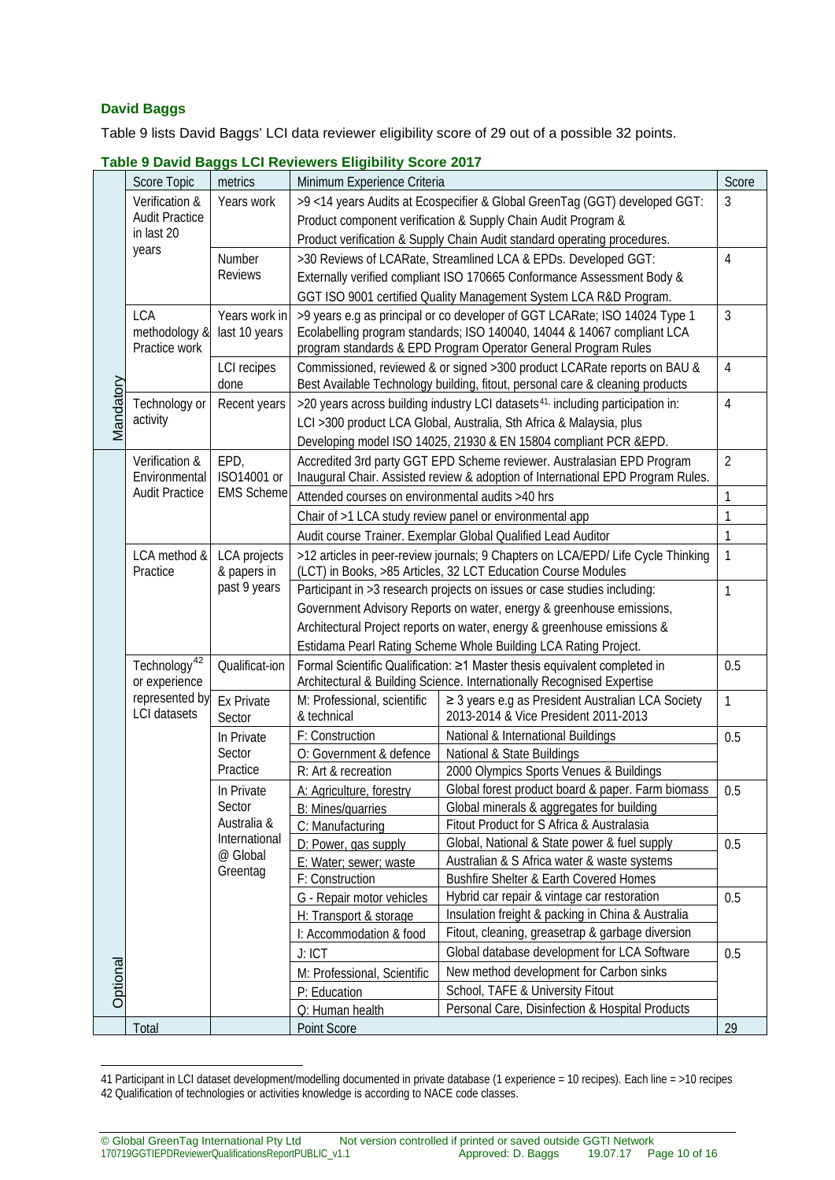### David Baggs

Table 9 lists David Baggs' LCI data reviewer eligibility score of 29 out of a possible 32 points.

**Table 9 David Baggs LCI Reviewers Eligibility Score 2017**

| | Score Topic | metrics | Minimum Experience Criteria | | Score |
|---|---|---|---|---|---|
| Mandatory | Verification & Audit Practice in last 20 years | Years work | >9 <14 years Audits at Ecospecifier & Global GreenTag (GGT) developed GGT: Product component verification & Supply Chain Audit Program & Product verification & Supply Chain Audit standard operating procedures. | | 3 |
| | | Number Reviews | >30 Reviews of LCARate, Streamlined LCA & EPDs. Developed GGT: Externally verified compliant ISO 170665 Conformance Assessment Body & GGT ISO 9001 certified Quality Management System LCA R&D Program. | | 4 |
| | LCA methodology & Practice work | Years work in last 10 years | >9 years e.g as principal or co developer of GGT LCARate; ISO 14024 Type 1 Ecolabelling program standards; ISO 140040, 14044 & 14067 compliant LCA program standards & EPD Program Operator General Program Rules | | 3 |
| | | LCI recipes done | Commissioned, reviewed & or signed >300 product LCARate reports on BAU & Best Available Technology building, fitout, personal care & cleaning products | | 4 |
| | Technology or activity | Recent years | >20 years across building industry LCI datasets[41], including participation in: LCI >300 product LCA Global, Australia, Sth Africa & Malaysia, plus Developing model ISO 14025, 21930 & EN 15804 compliant PCR &EPD. | | 4 |
| Optional | Verification & Environmental Audit Practice | EPD, ISO14001 or EMS Scheme | Accredited 3rd party GGT EPD Scheme reviewer. Australasian EPD Program Inaugural Chair. Assisted review & adoption of International EPD Program Rules. | | 2 |
| | | | Attended courses on environmental audits >40 hrs | | 1 |
| | | | Chair of >1 LCA study review panel or environmental app | | 1 |
| | | | Audit course Trainer. Exemplar Global Qualified Lead Auditor | | 1 |
| | LCA method & Practice | LCA projects & papers in past 9 years | >12 articles in peer-review journals; 9 Chapters on LCA/EPD/ Life Cycle Thinking (LCT) in Books, >85 Articles, 32 LCT Education Course Modules | | 1 |
| | | | Participant in >3 research projects on issues or case studies including: Government Advisory Reports on water, energy & greenhouse emissions, Architectural Project reports on water, energy & greenhouse emissions & Estidama Pearl Rating Scheme Whole Building LCA Rating Project. | | 1 |
| | Technology[42] or experience represented by LCI datasets | Qualificat-ion | Formal Scientific Qualification: ≥1 Master thesis equivalent completed in Architectural & Building Science. Internationally Recognised Expertise | | 0.5 |
| | | Ex Private Sector | M: Professional, scientific & technical | ≥ 3 years e.g as President Australian LCA Society 2013-2014 & Vice President 2011-2013 | 1 |
| | | In Private Sector Practice | F: Construction | National & International Buildings | 0.5 |
| | | | O: Government & defence | National & State Buildings | |
| | | | R: Art & recreation | 2000 Olympics Sports Venues & Buildings | |
| | | In Private Sector Australia & International @ Global Greentag | A: Agriculture, forestry | Global forest product board & paper. Farm biomass | 0.5 |
| | | | B: Mines/quarries | Global minerals & aggregates for building | |
| | | | C: Manufacturing | Fitout Product for S Africa & Australasia | |
| | | | D: Power, gas supply | Global, National & State power & fuel supply | 0.5 |
| | | | E: Water; sewer; waste | Australian & S Africa water & waste systems | |
| | | | F: Construction | Bushfire Shelter & Earth Covered Homes | |
| | | | G - Repair motor vehicles | Hybrid car repair & vintage car restoration | 0.5 |
| | | | H: Transport & storage | Insulation freight & packing in China & Australia | |
| | | | I: Accommodation & food | Fitout, cleaning, greasetrap & garbage diversion | |
| | | | J: ICT | Global database development for LCA Software | 0.5 |
| | | | M: Professional, Scientific | New method development for Carbon sinks | |
| | | | P: Education | School, TAFE & University Fitout | |
| | | | Q: Human health | Personal Care, Disinfection & Hospital Products | |
| | Total | | Point Score | | 29 |

41 Participant in LCI dataset development/modelling documented in private database (1 experience = 10 recipes). Each line = >10 recipes
42 Qualification of technologies or activities knowledge is according to NACE code classes.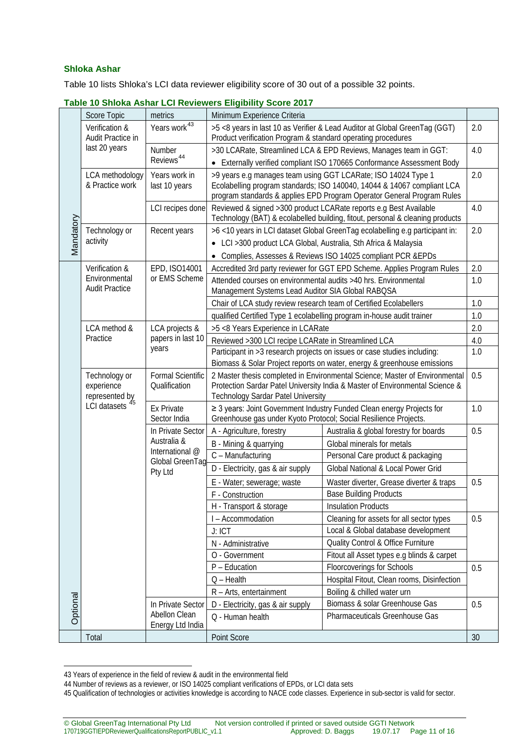### Shloka Ashar

Table 10 lists Shloka's LCI data reviewer eligibility score of 30 out of a possible 32 points.

**Table 10 Shloka Ashar LCI Reviewers Eligibility Score 2017**

| | Score Topic | metrics | Minimum Experience Criteria | | |
|---|---|---|---|---|---|
| Mandatory | Verification & Audit Practice in last 20 years | Years work[43] | >5 <8 years in last 10 as Verifier & Lead Auditor at Global GreenTag (GGT) Product verification Program & standard operating procedures | | 2.0 |
| | | Number Reviews[44] | >30 LCARate, Streamlined LCA & EPD Reviews, Manages team in GGT: • Externally verified compliant ISO 170665 Conformance Assessment Body | | 4.0 |
| | LCA methodology & Practice work | Years work in last 10 years | >9 years e.g manages team using GGT LCARate; ISO 14024 Type 1 Ecolabelling program standards; ISO 140040, 14044 & 14067 compliant LCA program standards & applies EPD Program Operator General Program Rules | | 2.0 |
| | | LCI recipes done | Reviewed & signed >300 product LCARate reports e.g Best Available Technology (BAT) & ecolabelled building, fitout, personal & cleaning products | | 4.0 |
| | Technology or activity | Recent years | >6 <10 years in LCI dataset Global GreenTag ecolabelling e.g participant in: • LCI >300 product LCA Global, Australia, Sth Africa & Malaysia • Complies, Assesses & Reviews ISO 14025 compliant PCR &EPDs | | 2.0 |
| Optional | Verification & Environmental Audit Practice | EPD, ISO14001 or EMS Scheme | Accredited 3rd party reviewer for GGT EPD Scheme. Applies Program Rules | | 2.0 |
| | | | Attended courses on environmental audits >40 hrs. Environmental Management Systems Lead Auditor SIA Global RABQSA | | 1.0 |
| | | | Chair of LCA study review research team of Certified Ecolabellers | | 1.0 |
| | | | qualified Certified Type 1 ecolabelling program in-house audit trainer | | 1.0 |
| | LCA method & Practice | LCA projects & papers in last 10 years | >5 <8 Years Experience in LCARate | | 2.0 |
| | | | Reviewed >300 LCI recipe LCARate in Streamlined LCA | | 4.0 |
| | | | Participant in >3 research projects on issues or case studies including: Biomass & Solar Project reports on water, energy & greenhouse emissions | | 1.0 |
| | Technology or experience represented by LCI datasets[45] | Formal Scientific Qualification | 2 Master thesis completed in Environmental Science; Master of Environmental Protection Sardar Patel University India & Master of Environmental Science & Technology Sardar Patel University | | 0.5 |
| | | Ex Private Sector India | ≥ 3 years: Joint Government Industry Funded Clean energy Projects for Greenhouse gas under Kyoto Protocol; Social Resilience Projects. | | 1.0 |
| | | In Private Sector Australia & International @ Global GreenTag Pty Ltd | A - Agriculture, forestry | Australia & global forestry for boards | 0.5 |
| | | | B - Mining & quarrying | Global minerals for metals | |
| | | | C – Manufacturing | Personal Care product & packaging | |
| | | | D - Electricity, gas & air supply | Global National & Local Power Grid | |
| | | | E - Water; sewerage; waste | Waster diverter, Grease diverter & traps | 0.5 |
| | | | F - Construction | Base Building Products | |
| | | | H - Transport & storage | Insulation Products | |
| | | | I – Accommodation | Cleaning for assets for all sector types | 0.5 |
| | | | J: ICT | Local & Global database development | |
| | | | N - Administrative | Quality Control & Office Furniture | |
| | | | O - Government | Fitout all Asset types e.g blinds & carpet | |
| | | | P – Education | Floorcoverings for Schools | 0.5 |
| | | | Q – Health | Hospital Fitout, Clean rooms, Disinfection | |
| | | | R – Arts, entertainment | Boiling & chilled water urn | |
| | | In Private Sector Abellon Clean Energy Ltd India | D - Electricity, gas & air supply | Biomass & solar Greenhouse Gas | 0.5 |
| | | | Q - Human health | Pharmaceuticals Greenhouse Gas | |
| | Total | | Point Score | | 30 |

43 Years of experience in the field of review & audit in the environmental field

44 Number of reviews as a reviewer, or ISO 14025 compliant verifications of EPDs, or LCI data sets

45 Qualification of technologies or activities knowledge is according to NACE code classes. Experience in sub-sector is valid for sector.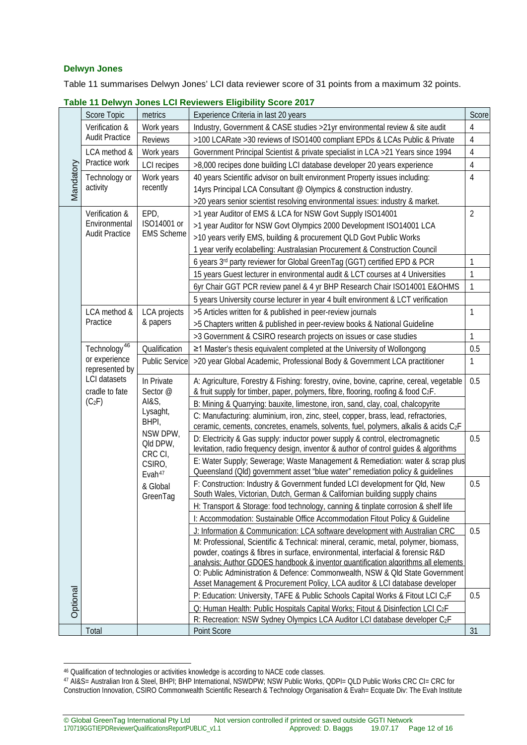### Delwyn Jones

Table 11 summarises Delwyn Jones' LCI data reviewer score of 31 points from a maximum 32 points.

**Table 11 Delwyn Jones LCI Reviewers Eligibility Score 2017**

| | Score Topic | metrics | Experience Criteria in last 20 years | Score |
|---|---|---|---|---|
| Mandatory | Verification & Audit Practice | Work years | Industry, Government & CASE studies >21yr environmental review & site audit | 4 |
| | | Reviews | >100 LCARate >30 reviews of ISO1400 compliant EPDs & LCAs Public & Private | 4 |
| | LCA method & Practice work | Work years | Government Principal Scientist & private specialist in LCA >21 Years since 1994 | 4 |
| | | LCI recipes | >8,000 recipes done building LCI database developer 20 years experience | 4 |
| | Technology or activity | Work years recently | 40 years Scientific advisor on built environment Property issues including: 14yrs Principal LCA Consultant @ Olympics & construction industry. >20 years senior scientist resolving environmental issues: industry & market. | 4 |
| Optional | Verification & Environmental Audit Practice | EPD, ISO14001 or EMS Scheme | >1 year Auditor of EMS & LCA for NSW Govt Supply ISO14001 >1 year Auditor for NSW Govt Olympics 2000 Development ISO14001 LCA >10 years verify EMS, building & procurement QLD Govt Public Works 1 year verify ecolabelling: Australasian Procurement & Construction Council | 2 |
| | | | 6 years 3rd party reviewer for Global GreenTag (GGT) certified EPD & PCR | 1 |
| | | | 15 years Guest lecturer in environmental audit & LCT courses at 4 Universities | 1 |
| | | | 6yr Chair GGT PCR review panel & 4 yr BHP Research Chair ISO14001 E&OHMS 5 years University course lecturer in year 4 built environment & LCT verification | 1 |
| | LCA method & Practice | LCA projects & papers | >5 Articles written for & published in peer-review journals >5 Chapters written & published in peer-review books & National Guideline | 1 |
| | | | >3 Government & CSIRO research projects on issues or case studies | 1 |
| | Technology[46] or experience represented by LCI datasets cradle to fate ($C_2F$) | Qualification | ≥1 Master's thesis equivalent completed at the University of Wollongong | 0.5 |
| | | Public Service | >20 year Global Academic, Professional Body & Government LCA practitioner | 1 |
| | | In Private Sector @ AI&S, Lysaght, BHPI, NSW DPW, Qld DPW, CRC CI, CSIRO, Evah[47] & Global GreenTag | A: Agriculture, Forestry & Fishing: forestry, ovine, bovine, caprine, cereal, vegetable & fruit supply for timber, paper, polymers, fibre, flooring, roofing & food $C_2F$. B: Mining & Quarrying: bauxite, limestone, iron, sand, clay, coal, chalcopyrite C: Manufacturing: aluminium, iron, zinc, steel, copper, brass, lead, refractories, ceramic, cements, concretes, enamels, solvents, fuel, polymers, alkalis & acids $C_2F$ | 0.5 |
| | | | D: Electricity & Gas supply: inductor power supply & control, electromagnetic levitation, radio frequency design, inventor & author of control guides & algorithms E: Water Supply; Sewerage; Waste Management & Remediation: water & scrap plus Queensland (Qld) government asset "blue water" remediation policy & guidelines | 0.5 |
| | | | F: Construction: Industry & Government funded LCI development for Qld, New South Wales, Victorian, Dutch, German & Californian building supply chains H: Transport & Storage: food technology, canning & tinplate corrosion & shelf life I: Accommodation: Sustainable Office Accommodation Fitout Policy & Guideline | 0.5 |
| | | | J: Information & Communication: LCA software development with Australian CRC M: Professional, Scientific & Technical: mineral, ceramic, metal, polymer, biomass, powder, coatings & fibres in surface, environmental, interfacial & forensic R&D analysis; Author GDOES handbook & inventor quantification algorithms all elements O: Public Administration & Defence: Commonwealth, NSW & Qld State Government Asset Management & Procurement Policy, LCA auditor & LCI database developer | 0.5 |
| | | | P: Education: University, TAFE & Public Schools Capital Works & Fitout LCI $C_2F$ Q: Human Health: Public Hospitals Capital Works; Fitout & Disinfection LCI $C_2F$ R: Recreation: NSW Sydney Olympics LCA Auditor LCI database developer $C_2F$ | 0.5 |
| | Total | | Point Score | 31 |

[46] Qualification of technologies or activities knowledge is according to NACE code classes.

[47] AI&S= Australian Iron & Steel, BHPI; BHP International, NSWDPW; NSW Public Works, QDPI= QLD Public Works CRC CI= CRC for Construction Innovation, CSIRO Commonwealth Scientific Research & Technology Organisation & Evah= Ecquate Div: The Evah Institute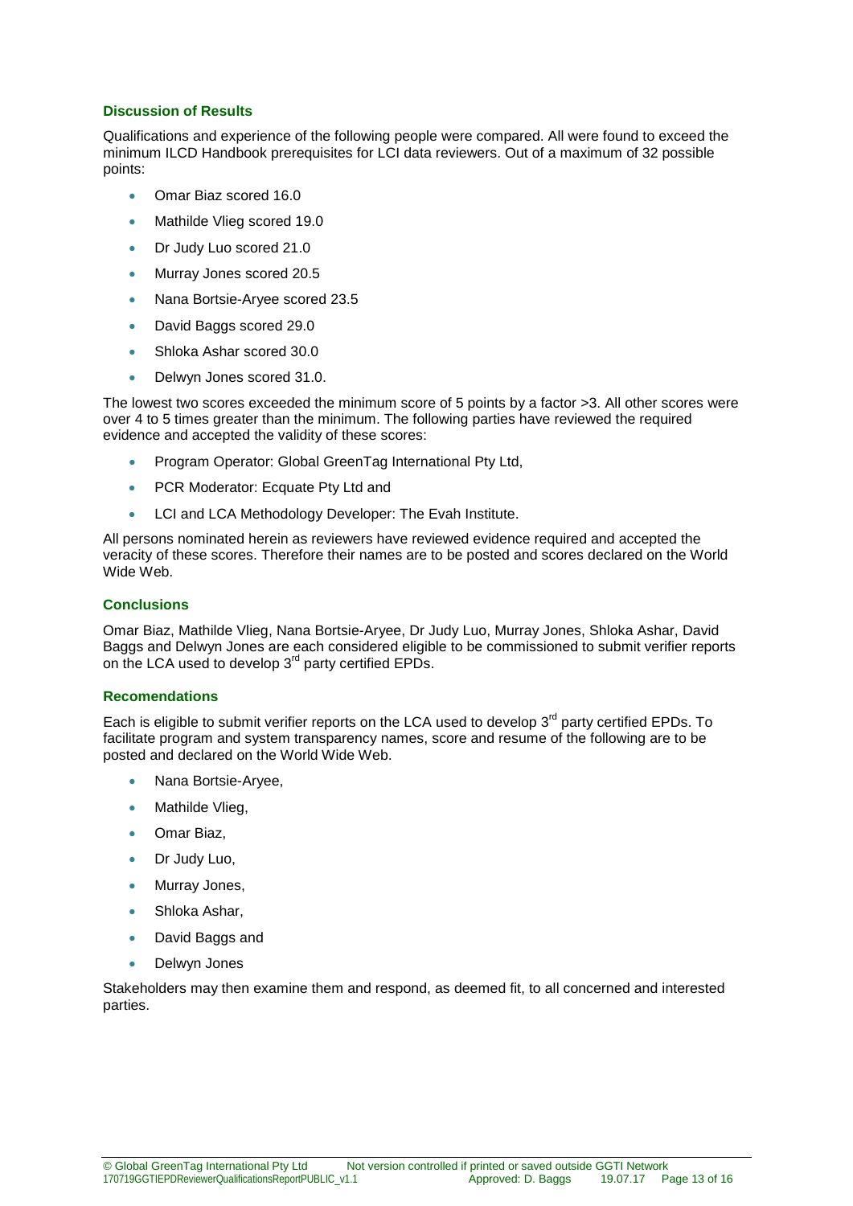### Discussion of Results

Qualifications and experience of the following people were compared. All were found to exceed the minimum ILCD Handbook prerequisites for LCI data reviewers. Out of a maximum of 32 possible points:

- Omar Biaz scored 16.0
- Mathilde Vlieg scored 19.0
- Dr Judy Luo scored 21.0
- Murray Jones scored 20.5
- Nana Bortsie-Aryee scored 23.5
- David Baggs scored 29.0
- Shloka Ashar scored 30.0
- Delwyn Jones scored 31.0.

The lowest two scores exceeded the minimum score of 5 points by a factor >3. All other scores were over 4 to 5 times greater than the minimum. The following parties have reviewed the required evidence and accepted the validity of these scores:

- Program Operator: Global GreenTag International Pty Ltd,
- PCR Moderator: Ecquate Pty Ltd and
- LCI and LCA Methodology Developer: The Evah Institute.

All persons nominated herein as reviewers have reviewed evidence required and accepted the veracity of these scores. Therefore their names are to be posted and scores declared on the World Wide Web.

### Conclusions

Omar Biaz, Mathilde Vlieg, Nana Bortsie-Aryee, Dr Judy Luo, Murray Jones, Shloka Ashar, David Baggs and Delwyn Jones are each considered eligible to be commissioned to submit verifier reports on the LCA used to develop 3rd party certified EPDs.

### Recomendations

Each is eligible to submit verifier reports on the LCA used to develop 3rd party certified EPDs. To facilitate program and system transparency names, score and resume of the following are to be posted and declared on the World Wide Web.

- Nana Bortsie-Aryee,
- Mathilde Vlieg,
- Omar Biaz,
- Dr Judy Luo,
- Murray Jones,
- Shloka Ashar,
- David Baggs and
- Delwyn Jones

Stakeholders may then examine them and respond, as deemed fit, to all concerned and interested parties.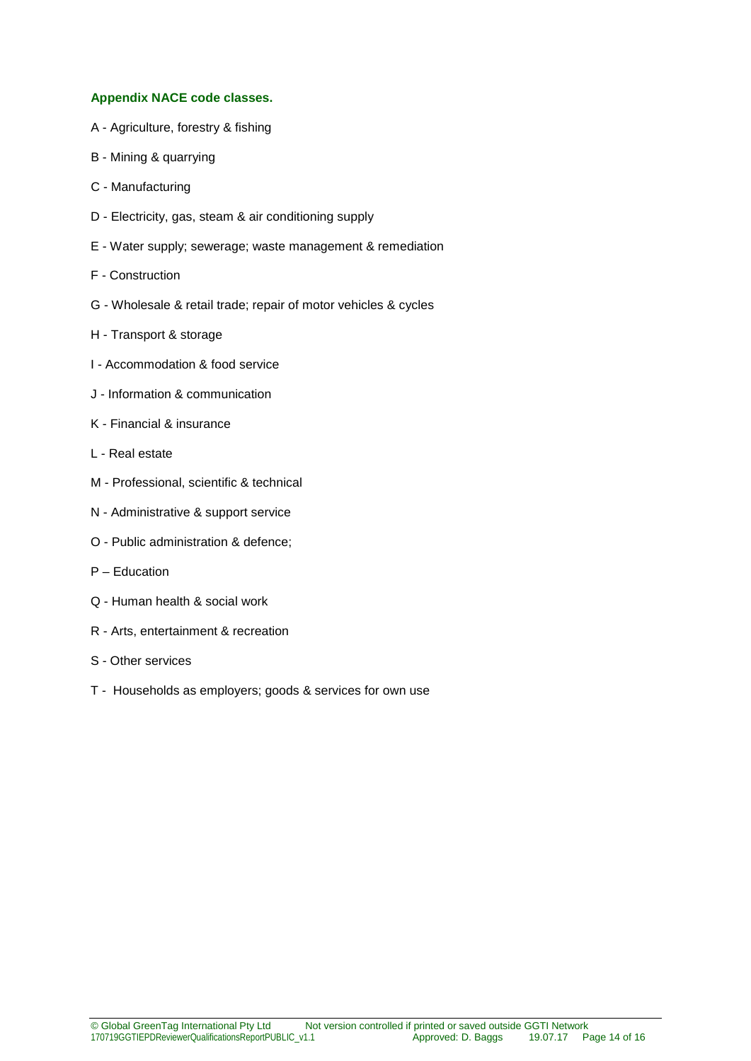### Appendix NACE code classes.

A - Agriculture, forestry & fishing

B - Mining & quarrying

C - Manufacturing

D - Electricity, gas, steam & air conditioning supply

E - Water supply; sewerage; waste management & remediation

F - Construction

G - Wholesale & retail trade; repair of motor vehicles & cycles

H - Transport & storage

I - Accommodation & food service

J - Information & communication

K - Financial & insurance

L - Real estate

M - Professional, scientific & technical

N - Administrative & support service

O - Public administration & defence;

P – Education

Q - Human health & social work

R - Arts, entertainment & recreation

S - Other services

T - Households as employers; goods & services for own use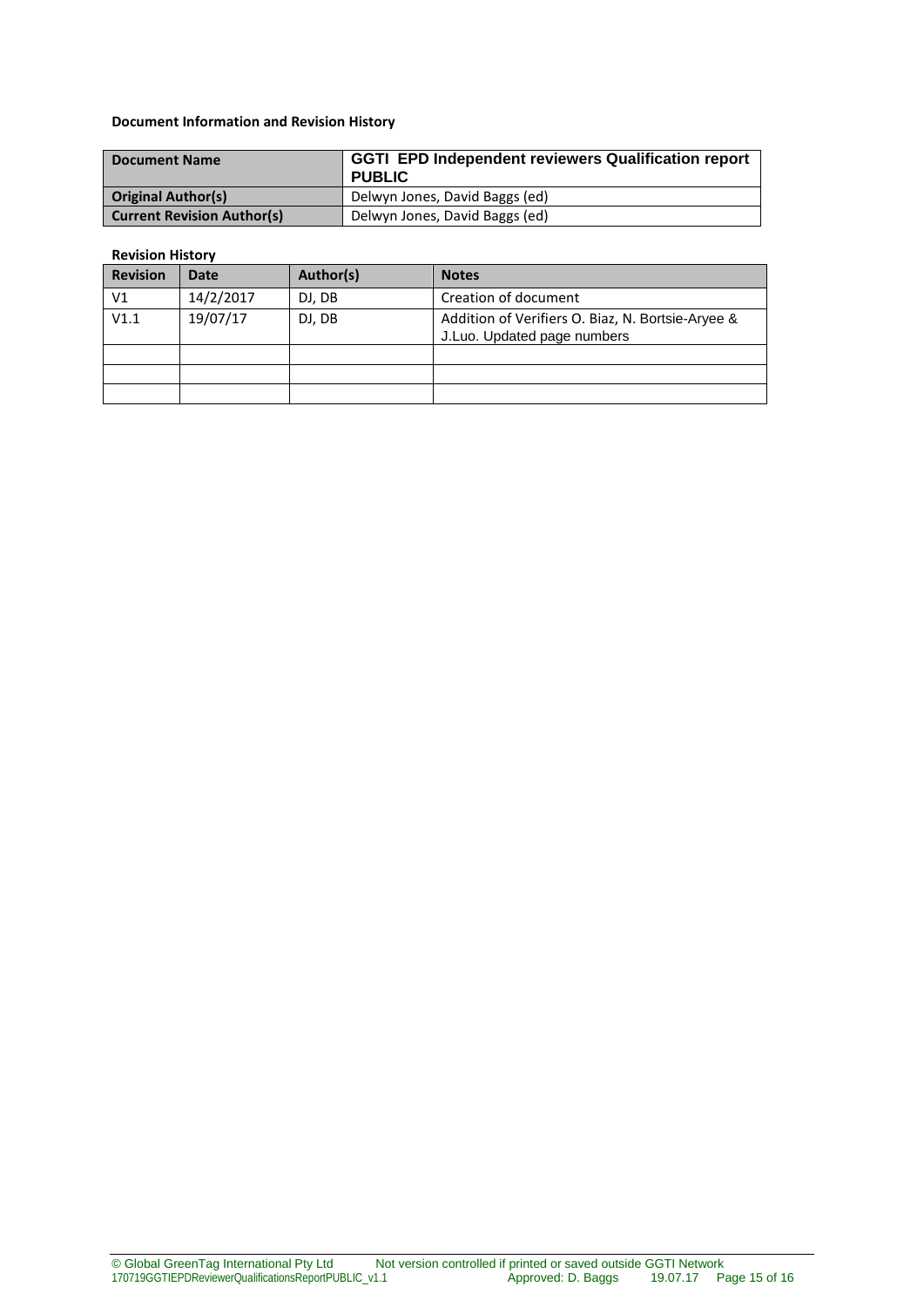**Document Information and Revision History**

| | |
|---|---|
| **Document Name** | **GGTI EPD Independent reviewers Qualification report PUBLIC** |
| **Original Author(s)** | Delwyn Jones, David Baggs (ed) |
| **Current Revision Author(s)** | Delwyn Jones, David Baggs (ed) |

**Revision History**

| Revision | Date | Author(s) | Notes |
|---|---|---|---|
| V1 | 14/2/2017 | DJ, DB | Creation of document |
| V1.1 | 19/07/17 | DJ, DB | Addition of Verifiers O. Biaz, N. Bortsie-Aryee & J.Luo. Updated page numbers |
| | | | |
| | | | |
| | | | |